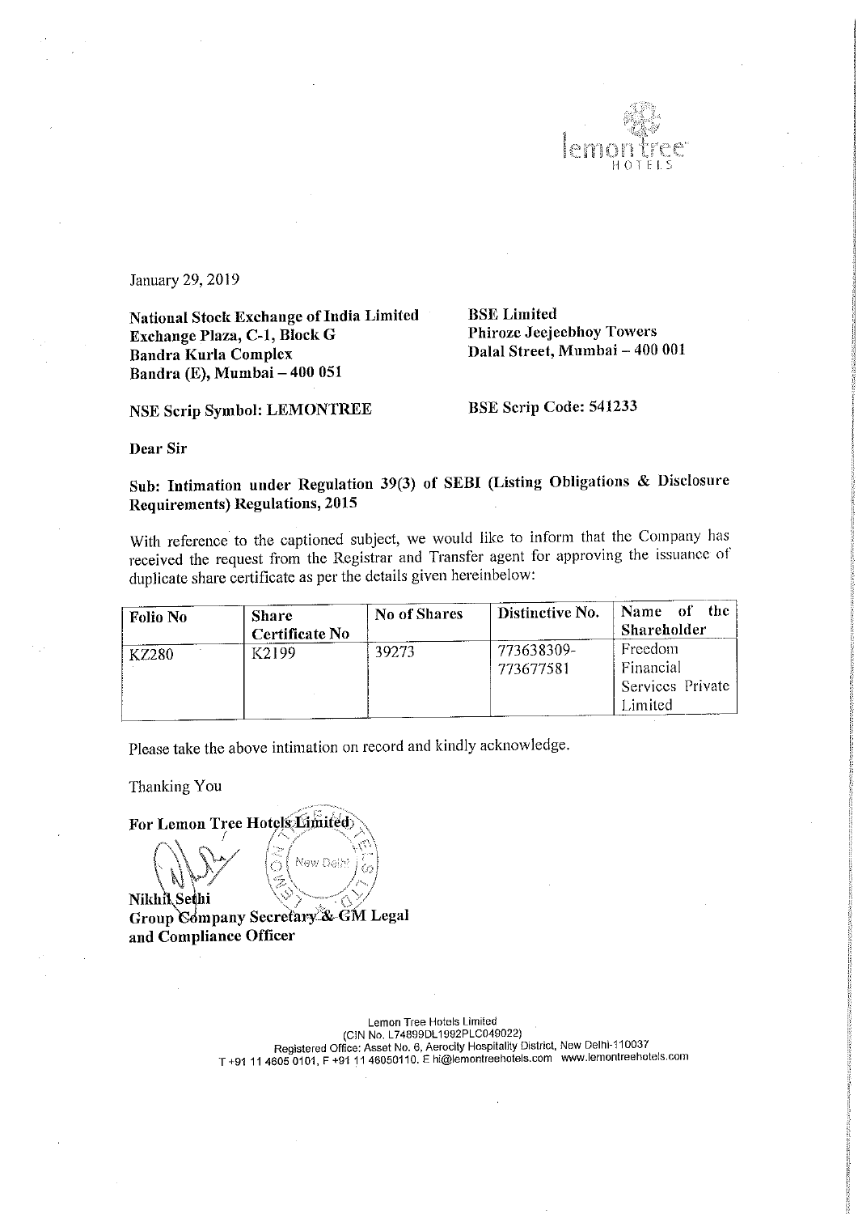January 29, 2019

**National Stock Exchange of India Limited**
**Exchange Plaza, C-1, Block G**
**Bandra Kurla Complex**
**Bandra (E), Mumbai – 400 051**

**BSE Limited**
**Phiroze Jeejeebhoy Towers**
**Dalal Street, Mumbai – 400 001**

**NSE Scrip Symbol: LEMONTREE**

**BSE Scrip Code: 541233**

**Dear Sir**

**Sub: Intimation under Regulation 39(3) of SEBI (Listing Obligations & Disclosure Requirements) Regulations, 2015**

With reference to the captioned subject, we would like to inform that the Company has received the request from the Registrar and Transfer agent for approving the issuance of duplicate share certificate as per the details given hereinbelow:

| Folio No | Share Certificate No | No of Shares | Distinctive No. | Name of the Shareholder |
|---|---|---|---|---|
| KZ280 | K2199 | 39273 | 773638309-773677581 | Freedom Financial Services Private Limited |

Please take the above intimation on record and kindly acknowledge.

Thanking You

**For Lemon Tree Hotels Limited**

**Nikhil Sethi**
**Group Company Secretary & GM Legal and Compliance Officer**

Lemon Tree Hotels Limited
(CIN No. L74899DL1992PLC049022)
Registered Office: Asset No. 6, Aerocity Hospitality District, New Delhi-110037
T +91 11 4605 0101, F +91 11 46050110. E hi@lemontreehotels.com www.lemontreehotels.com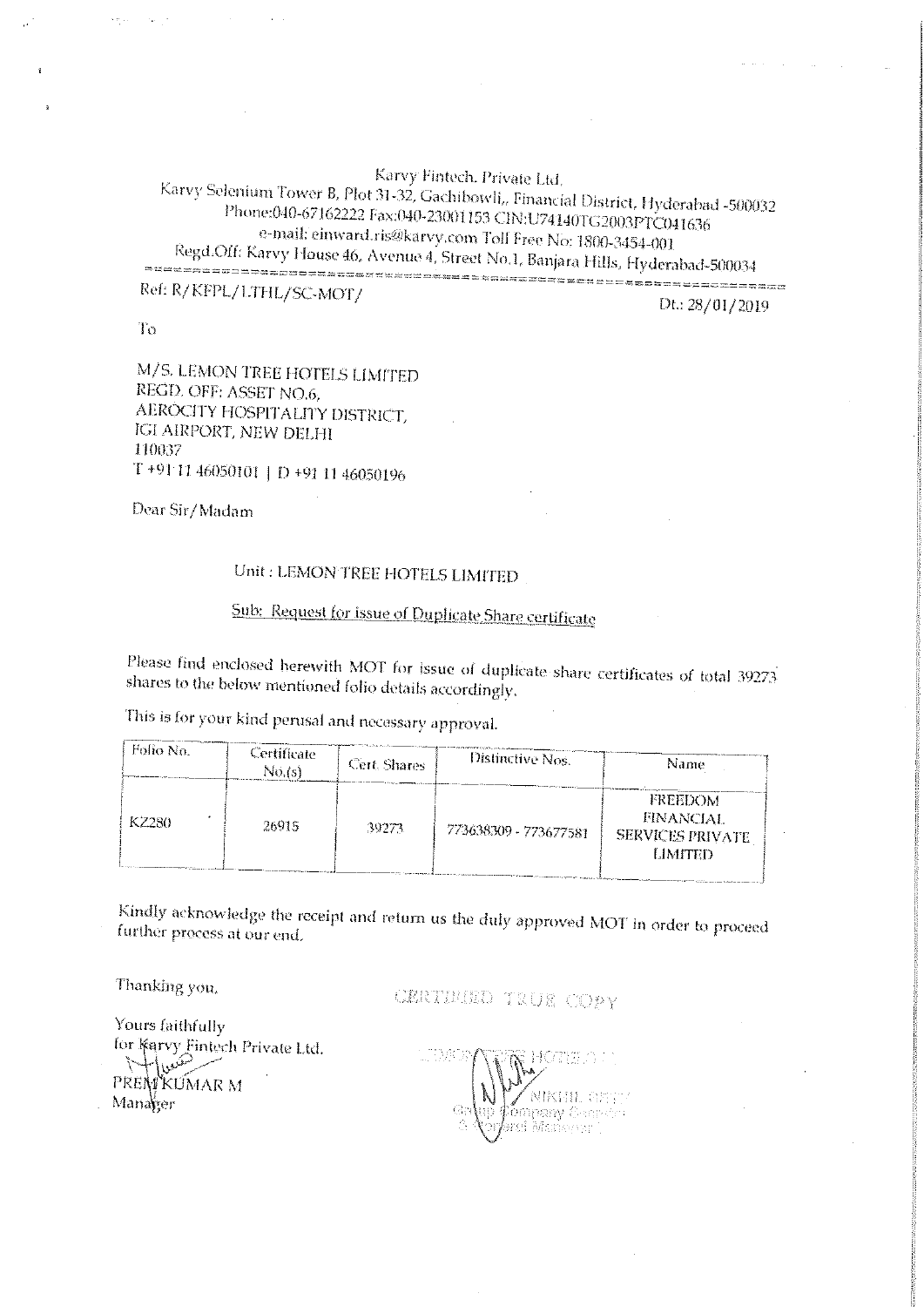Karvy Fintech. Private Ltd.
Karvy Selenium Tower B, Plot 31-32, Gachibowli,, Financial District, Hyderabad -500032
Phone:040-67162222 Fax:040-23001153 CIN:U74140TG2003PTC041636
e-mail: einward.ris@karvy.com Toll Free No: 1800-3454-001
Regd.Off: Karvy House 46, Avenue 4, Street No.1, Banjara Hills, Hyderabad-500034

Ref: R/KFPL/LTHL/SC-MOT/

Dt.: 28/01/2019

To

M/S. LEMON TREE HOTELS LIMITED
REGD. OFF: ASSET NO.6,
AEROCITY HOSPITALITY DISTRICT,
IGI AIRPORT, NEW DELHI
110037
T +91 11 46050101 | D +91 11 46050196

Dear Sir/Madam

Unit : LEMON TREE HOTELS LIMITED

Sub: Request for issue of Duplicate Share certificate

Please find enclosed herewith MOT for issue of duplicate share certificates of total 39273 shares to the below mentioned folio details accordingly.

This is for your kind perusal and necessary approval.

| Folio No. | Certificate No.(s) | Cert. Shares | Distinctive Nos. | Name |
|---|---|---|---|---|
| KZ280 | 26915 | 39273 | 773638309 - 773677581 | FREEDOM FINANCIAL SERVICES PRIVATE LIMITED |

Kindly acknowledge the receipt and return us the duly approved MOT in order to proceed further process at our end.

Thanking you,

Yours faithfully
for Karvy Fintech Private Ltd.

PREM KUMAR M
Manager

CERTIFIED TRUE COPY

NIKHIL SETHI
Group Company Secretary
& Compliance Officer